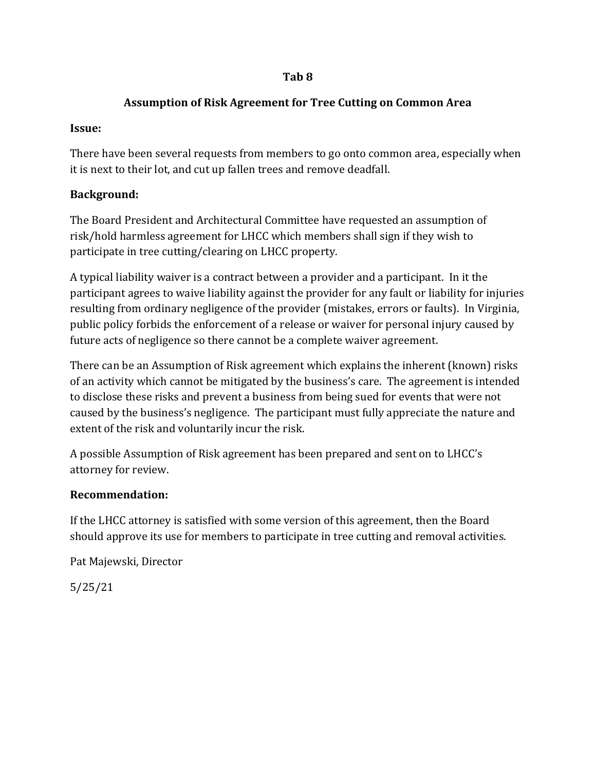## Tab 8

## Assumption of Risk Agreement for Tree Cutting on Common Area

**Issue:**

There have been several requests from members to go onto common area, especially when it is next to their lot, and cut up fallen trees and remove deadfall.

**Background:**

The Board President and Architectural Committee have requested an assumption of risk/hold harmless agreement for LHCC which members shall sign if they wish to participate in tree cutting/clearing on LHCC property.

A typical liability waiver is a contract between a provider and a participant. In it the participant agrees to waive liability against the provider for any fault or liability for injuries resulting from ordinary negligence of the provider (mistakes, errors or faults). In Virginia, public policy forbids the enforcement of a release or waiver for personal injury caused by future acts of negligence so there cannot be a complete waiver agreement.

There can be an Assumption of Risk agreement which explains the inherent (known) risks of an activity which cannot be mitigated by the business's care. The agreement is intended to disclose these risks and prevent a business from being sued for events that were not caused by the business's negligence. The participant must fully appreciate the nature and extent of the risk and voluntarily incur the risk.

A possible Assumption of Risk agreement has been prepared and sent on to LHCC's attorney for review.

**Recommendation:**

If the LHCC attorney is satisfied with some version of this agreement, then the Board should approve its use for members to participate in tree cutting and removal activities.

Pat Majewski, Director

5/25/21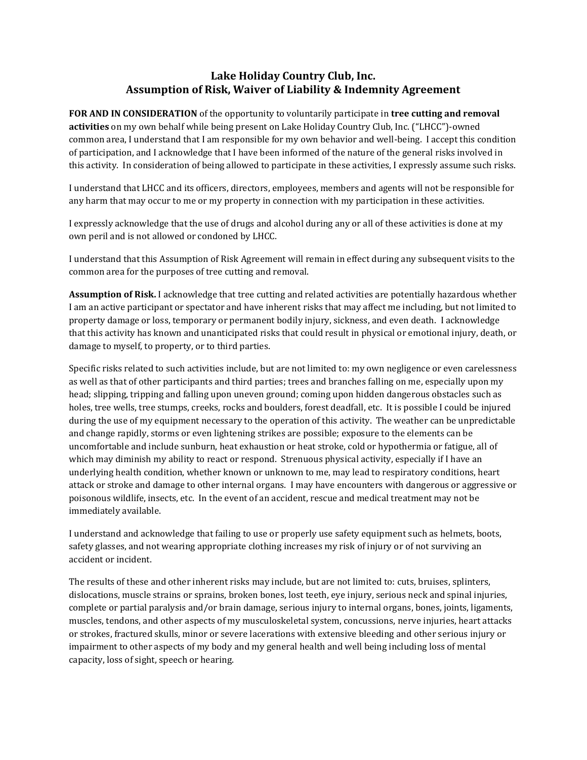# Lake Holiday Country Club, Inc.
## Assumption of Risk, Waiver of Liability & Indemnity Agreement

**FOR AND IN CONSIDERATION** of the opportunity to voluntarily participate in **tree cutting and removal activities** on my own behalf while being present on Lake Holiday Country Club, Inc. ("LHCC")-owned common area, I understand that I am responsible for my own behavior and well-being. I accept this condition of participation, and I acknowledge that I have been informed of the nature of the general risks involved in this activity. In consideration of being allowed to participate in these activities, I expressly assume such risks.

I understand that LHCC and its officers, directors, employees, members and agents will not be responsible for any harm that may occur to me or my property in connection with my participation in these activities.

I expressly acknowledge that the use of drugs and alcohol during any or all of these activities is done at my own peril and is not allowed or condoned by LHCC.

I understand that this Assumption of Risk Agreement will remain in effect during any subsequent visits to the common area for the purposes of tree cutting and removal.

**Assumption of Risk.** I acknowledge that tree cutting and related activities are potentially hazardous whether I am an active participant or spectator and have inherent risks that may affect me including, but not limited to property damage or loss, temporary or permanent bodily injury, sickness, and even death. I acknowledge that this activity has known and unanticipated risks that could result in physical or emotional injury, death, or damage to myself, to property, or to third parties.

Specific risks related to such activities include, but are not limited to: my own negligence or even carelessness as well as that of other participants and third parties; trees and branches falling on me, especially upon my head; slipping, tripping and falling upon uneven ground; coming upon hidden dangerous obstacles such as holes, tree wells, tree stumps, creeks, rocks and boulders, forest deadfall, etc. It is possible I could be injured during the use of my equipment necessary to the operation of this activity. The weather can be unpredictable and change rapidly, storms or even lightening strikes are possible; exposure to the elements can be uncomfortable and include sunburn, heat exhaustion or heat stroke, cold or hypothermia or fatigue, all of which may diminish my ability to react or respond. Strenuous physical activity, especially if I have an underlying health condition, whether known or unknown to me, may lead to respiratory conditions, heart attack or stroke and damage to other internal organs. I may have encounters with dangerous or aggressive or poisonous wildlife, insects, etc. In the event of an accident, rescue and medical treatment may not be immediately available.

I understand and acknowledge that failing to use or properly use safety equipment such as helmets, boots, safety glasses, and not wearing appropriate clothing increases my risk of injury or of not surviving an accident or incident.

The results of these and other inherent risks may include, but are not limited to: cuts, bruises, splinters, dislocations, muscle strains or sprains, broken bones, lost teeth, eye injury, serious neck and spinal injuries, complete or partial paralysis and/or brain damage, serious injury to internal organs, bones, joints, ligaments, muscles, tendons, and other aspects of my musculoskeletal system, concussions, nerve injuries, heart attacks or strokes, fractured skulls, minor or severe lacerations with extensive bleeding and other serious injury or impairment to other aspects of my body and my general health and well being including loss of mental capacity, loss of sight, speech or hearing.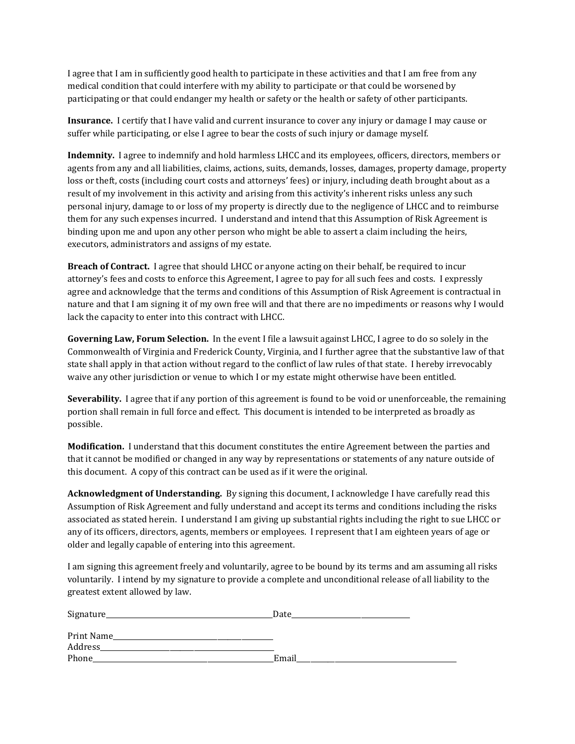I agree that I am in sufficiently good health to participate in these activities and that I am free from any medical condition that could interfere with my ability to participate or that could be worsened by participating or that could endanger my health or safety or the health or safety of other participants.

**Insurance.** I certify that I have valid and current insurance to cover any injury or damage I may cause or suffer while participating, or else I agree to bear the costs of such injury or damage myself.

**Indemnity.** I agree to indemnify and hold harmless LHCC and its employees, officers, directors, members or agents from any and all liabilities, claims, actions, suits, demands, losses, damages, property damage, property loss or theft, costs (including court costs and attorneys' fees) or injury, including death brought about as a result of my involvement in this activity and arising from this activity's inherent risks unless any such personal injury, damage to or loss of my property is directly due to the negligence of LHCC and to reimburse them for any such expenses incurred. I understand and intend that this Assumption of Risk Agreement is binding upon me and upon any other person who might be able to assert a claim including the heirs, executors, administrators and assigns of my estate.

**Breach of Contract.** I agree that should LHCC or anyone acting on their behalf, be required to incur attorney's fees and costs to enforce this Agreement, I agree to pay for all such fees and costs. I expressly agree and acknowledge that the terms and conditions of this Assumption of Risk Agreement is contractual in nature and that I am signing it of my own free will and that there are no impediments or reasons why I would lack the capacity to enter into this contract with LHCC.

**Governing Law, Forum Selection.** In the event I file a lawsuit against LHCC, I agree to do so solely in the Commonwealth of Virginia and Frederick County, Virginia, and I further agree that the substantive law of that state shall apply in that action without regard to the conflict of law rules of that state. I hereby irrevocably waive any other jurisdiction or venue to which I or my estate might otherwise have been entitled.

**Severability.** I agree that if any portion of this agreement is found to be void or unenforceable, the remaining portion shall remain in full force and effect. This document is intended to be interpreted as broadly as possible.

**Modification.** I understand that this document constitutes the entire Agreement between the parties and that it cannot be modified or changed in any way by representations or statements of any nature outside of this document. A copy of this contract can be used as if it were the original.

**Acknowledgment of Understanding.** By signing this document, I acknowledge I have carefully read this Assumption of Risk Agreement and fully understand and accept its terms and conditions including the risks associated as stated herein. I understand I am giving up substantial rights including the right to sue LHCC or any of its officers, directors, agents, members or employees. I represent that I am eighteen years of age or older and legally capable of entering into this agreement.

I am signing this agreement freely and voluntarily, agree to be bound by its terms and am assuming all risks voluntarily. I intend by my signature to provide a complete and unconditional release of all liability to the greatest extent allowed by law.

Signature________________________________________________Date________________________________

Print Name_______________________________________________
Address__________________________________________________
Phone___________________________________________________Email_____________________________________________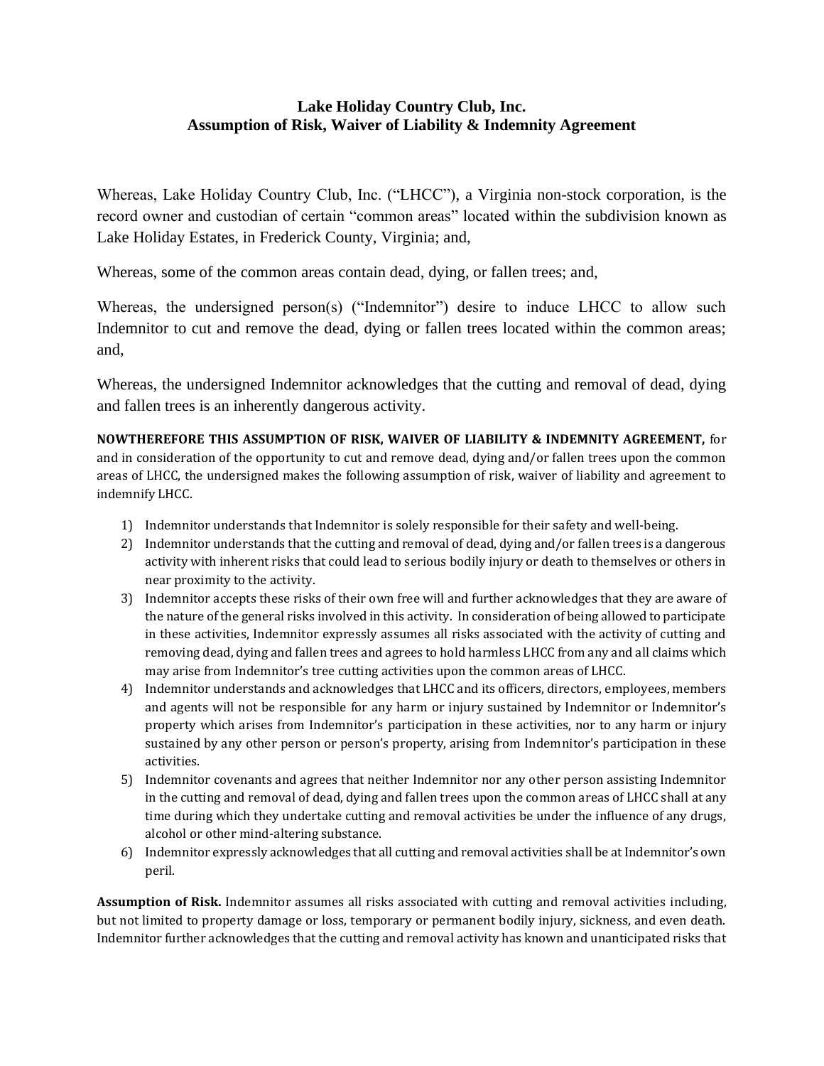**Lake Holiday Country Club, Inc.**
**Assumption of Risk, Waiver of Liability & Indemnity Agreement**

Whereas, Lake Holiday Country Club, Inc. ("LHCC"), a Virginia non-stock corporation, is the record owner and custodian of certain "common areas" located within the subdivision known as Lake Holiday Estates, in Frederick County, Virginia; and,

Whereas, some of the common areas contain dead, dying, or fallen trees; and,

Whereas, the undersigned person(s) ("Indemnitor") desire to induce LHCC to allow such Indemnitor to cut and remove the dead, dying or fallen trees located within the common areas; and,

Whereas, the undersigned Indemnitor acknowledges that the cutting and removal of dead, dying and fallen trees is an inherently dangerous activity.

**NOWTHEREFORE THIS ASSUMPTION OF RISK, WAIVER OF LIABILITY & INDEMNITY AGREEMENT,** for and in consideration of the opportunity to cut and remove dead, dying and/or fallen trees upon the common areas of LHCC, the undersigned makes the following assumption of risk, waiver of liability and agreement to indemnify LHCC.

1) Indemnitor understands that Indemnitor is solely responsible for their safety and well-being.
2) Indemnitor understands that the cutting and removal of dead, dying and/or fallen trees is a dangerous activity with inherent risks that could lead to serious bodily injury or death to themselves or others in near proximity to the activity.
3) Indemnitor accepts these risks of their own free will and further acknowledges that they are aware of the nature of the general risks involved in this activity. In consideration of being allowed to participate in these activities, Indemnitor expressly assumes all risks associated with the activity of cutting and removing dead, dying and fallen trees and agrees to hold harmless LHCC from any and all claims which may arise from Indemnitor's tree cutting activities upon the common areas of LHCC.
4) Indemnitor understands and acknowledges that LHCC and its officers, directors, employees, members and agents will not be responsible for any harm or injury sustained by Indemnitor or Indemnitor's property which arises from Indemnitor's participation in these activities, nor to any harm or injury sustained by any other person or person's property, arising from Indemnitor's participation in these activities.
5) Indemnitor covenants and agrees that neither Indemnitor nor any other person assisting Indemnitor in the cutting and removal of dead, dying and fallen trees upon the common areas of LHCC shall at any time during which they undertake cutting and removal activities be under the influence of any drugs, alcohol or other mind-altering substance.
6) Indemnitor expressly acknowledges that all cutting and removal activities shall be at Indemnitor's own peril.

**Assumption of Risk.** Indemnitor assumes all risks associated with cutting and removal activities including, but not limited to property damage or loss, temporary or permanent bodily injury, sickness, and even death. Indemnitor further acknowledges that the cutting and removal activity has known and unanticipated risks that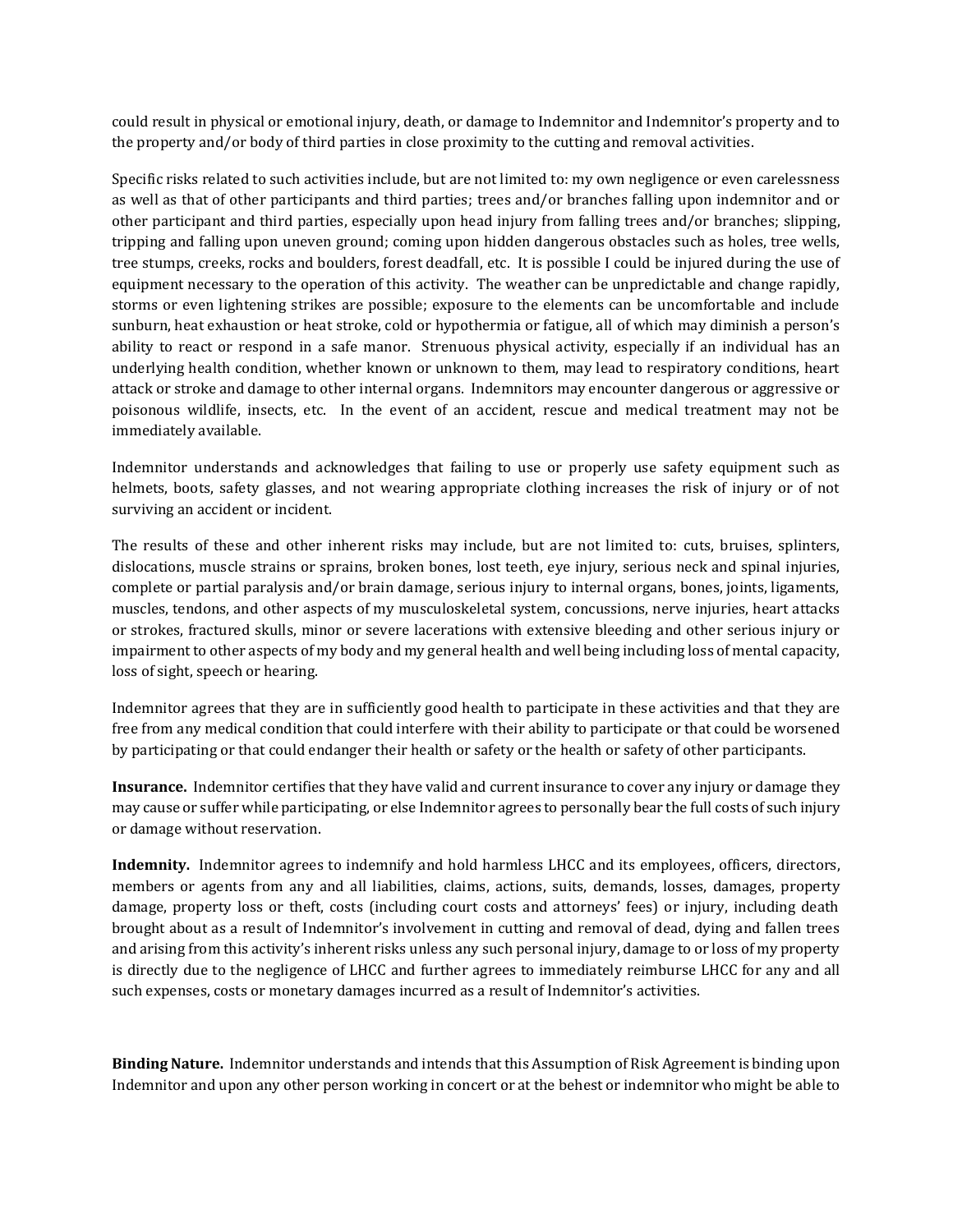could result in physical or emotional injury, death, or damage to Indemnitor and Indemnitor's property and to the property and/or body of third parties in close proximity to the cutting and removal activities.

Specific risks related to such activities include, but are not limited to: my own negligence or even carelessness as well as that of other participants and third parties; trees and/or branches falling upon indemnitor and or other participant and third parties, especially upon head injury from falling trees and/or branches; slipping, tripping and falling upon uneven ground; coming upon hidden dangerous obstacles such as holes, tree wells, tree stumps, creeks, rocks and boulders, forest deadfall, etc. It is possible I could be injured during the use of equipment necessary to the operation of this activity. The weather can be unpredictable and change rapidly, storms or even lightening strikes are possible; exposure to the elements can be uncomfortable and include sunburn, heat exhaustion or heat stroke, cold or hypothermia or fatigue, all of which may diminish a person's ability to react or respond in a safe manor. Strenuous physical activity, especially if an individual has an underlying health condition, whether known or unknown to them, may lead to respiratory conditions, heart attack or stroke and damage to other internal organs. Indemnitors may encounter dangerous or aggressive or poisonous wildlife, insects, etc. In the event of an accident, rescue and medical treatment may not be immediately available.

Indemnitor understands and acknowledges that failing to use or properly use safety equipment such as helmets, boots, safety glasses, and not wearing appropriate clothing increases the risk of injury or of not surviving an accident or incident.

The results of these and other inherent risks may include, but are not limited to: cuts, bruises, splinters, dislocations, muscle strains or sprains, broken bones, lost teeth, eye injury, serious neck and spinal injuries, complete or partial paralysis and/or brain damage, serious injury to internal organs, bones, joints, ligaments, muscles, tendons, and other aspects of my musculoskeletal system, concussions, nerve injuries, heart attacks or strokes, fractured skulls, minor or severe lacerations with extensive bleeding and other serious injury or impairment to other aspects of my body and my general health and well being including loss of mental capacity, loss of sight, speech or hearing.

Indemnitor agrees that they are in sufficiently good health to participate in these activities and that they are free from any medical condition that could interfere with their ability to participate or that could be worsened by participating or that could endanger their health or safety or the health or safety of other participants.

**Insurance.** Indemnitor certifies that they have valid and current insurance to cover any injury or damage they may cause or suffer while participating, or else Indemnitor agrees to personally bear the full costs of such injury or damage without reservation.

**Indemnity.** Indemnitor agrees to indemnify and hold harmless LHCC and its employees, officers, directors, members or agents from any and all liabilities, claims, actions, suits, demands, losses, damages, property damage, property loss or theft, costs (including court costs and attorneys' fees) or injury, including death brought about as a result of Indemnitor's involvement in cutting and removal of dead, dying and fallen trees and arising from this activity's inherent risks unless any such personal injury, damage to or loss of my property is directly due to the negligence of LHCC and further agrees to immediately reimburse LHCC for any and all such expenses, costs or monetary damages incurred as a result of Indemnitor's activities.

**Binding Nature.** Indemnitor understands and intends that this Assumption of Risk Agreement is binding upon Indemnitor and upon any other person working in concert or at the behest or indemnitor who might be able to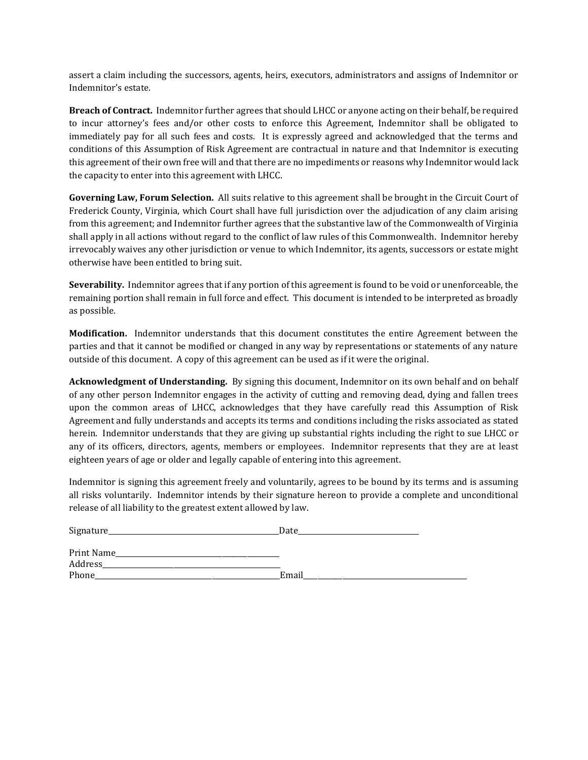assert a claim including the successors, agents, heirs, executors, administrators and assigns of Indemnitor or Indemnitor's estate.

**Breach of Contract.** Indemnitor further agrees that should LHCC or anyone acting on their behalf, be required to incur attorney's fees and/or other costs to enforce this Agreement, Indemnitor shall be obligated to immediately pay for all such fees and costs. It is expressly agreed and acknowledged that the terms and conditions of this Assumption of Risk Agreement are contractual in nature and that Indemnitor is executing this agreement of their own free will and that there are no impediments or reasons why Indemnitor would lack the capacity to enter into this agreement with LHCC.

**Governing Law, Forum Selection.** All suits relative to this agreement shall be brought in the Circuit Court of Frederick County, Virginia, which Court shall have full jurisdiction over the adjudication of any claim arising from this agreement; and Indemnitor further agrees that the substantive law of the Commonwealth of Virginia shall apply in all actions without regard to the conflict of law rules of this Commonwealth. Indemnitor hereby irrevocably waives any other jurisdiction or venue to which Indemnitor, its agents, successors or estate might otherwise have been entitled to bring suit.

**Severability.** Indemnitor agrees that if any portion of this agreement is found to be void or unenforceable, the remaining portion shall remain in full force and effect. This document is intended to be interpreted as broadly as possible.

**Modification.** Indemnitor understands that this document constitutes the entire Agreement between the parties and that it cannot be modified or changed in any way by representations or statements of any nature outside of this document. A copy of this agreement can be used as if it were the original.

**Acknowledgment of Understanding.** By signing this document, Indemnitor on its own behalf and on behalf of any other person Indemnitor engages in the activity of cutting and removing dead, dying and fallen trees upon the common areas of LHCC, acknowledges that they have carefully read this Assumption of Risk Agreement and fully understands and accepts its terms and conditions including the risks associated as stated herein. Indemnitor understands that they are giving up substantial rights including the right to sue LHCC or any of its officers, directors, agents, members or employees. Indemnitor represents that they are at least eighteen years of age or older and legally capable of entering into this agreement.

Indemnitor is signing this agreement freely and voluntarily, agrees to be bound by its terms and is assuming all risks voluntarily. Indemnitor intends by their signature hereon to provide a complete and unconditional release of all liability to the greatest extent allowed by law.

Signature\_\_\_\_\_\_\_\_\_\_\_\_\_\_\_\_\_\_\_\_\_\_\_\_\_\_\_\_\_\_\_\_\_\_\_\_\_\_\_\_\_\_\_\_Date\_\_\_\_\_\_\_\_\_\_\_\_\_\_\_\_\_\_\_\_\_\_\_\_\_\_\_\_\_\_\_\_

Print Name\_\_\_\_\_\_\_\_\_\_\_\_\_\_\_\_\_\_\_\_\_\_\_\_\_\_\_\_\_\_\_\_\_\_\_\_\_\_\_\_\_\_
Address\_\_\_\_\_\_\_\_\_\_\_\_\_\_\_\_\_\_\_\_\_\_\_\_\_\_\_\_\_\_\_\_\_\_\_\_\_\_\_\_\_\_\_\_\_\_
Phone\_\_\_\_\_\_\_\_\_\_\_\_\_\_\_\_\_\_\_\_\_\_\_\_\_\_\_\_\_\_\_\_\_\_\_\_\_\_\_\_\_\_\_\_\_\_\_\_Email\_\_\_\_\_\_\_\_\_\_\_\_\_\_\_\_\_\_\_\_\_\_\_\_\_\_\_\_\_\_\_\_\_\_\_\_\_\_\_\_\_\_\_\_